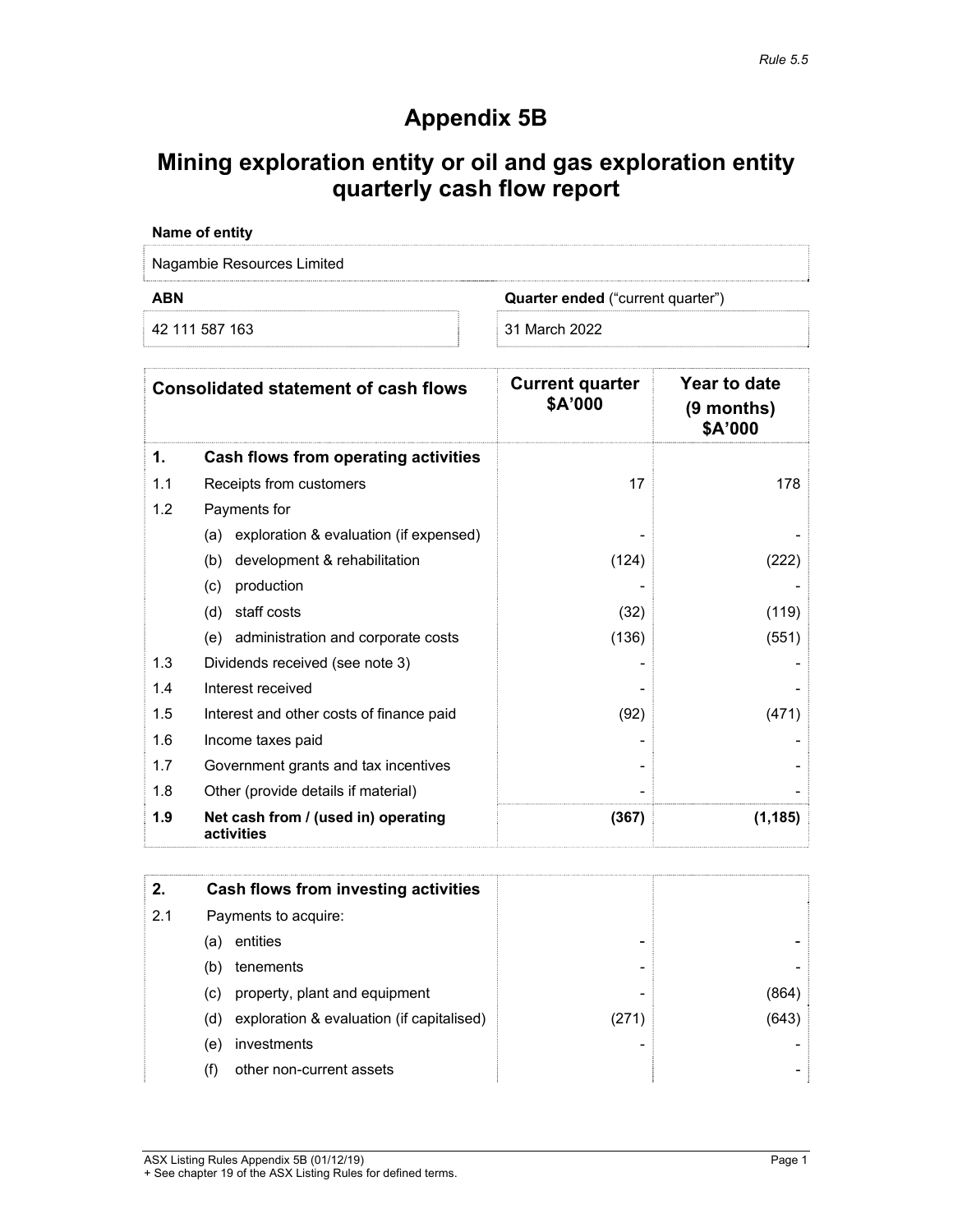Rule 5.5

# Appendix 5B

## Mining exploration entity or oil and gas exploration entity quarterly cash flow report

**Name of entity**

Nagambie Resources Limited

| ABN | Quarter ended ("current quarter") |
|---|---|
| 42 111 587 163 | 31 March 2022 |

| | Consolidated statement of cash flows | Current quarter $A'000 | Year to date (9 months) $A'000 |
|---|---|---|---|
| **1.** | **Cash flows from operating activities** | | |
| 1.1 | Receipts from customers | 17 | 178 |
| 1.2 | Payments for | | |
| | (a) exploration & evaluation (if expensed) | - | - |
| | (b) development & rehabilitation | (124) | (222) |
| | (c) production | - | - |
| | (d) staff costs | (32) | (119) |
| | (e) administration and corporate costs | (136) | (551) |
| 1.3 | Dividends received (see note 3) | - | - |
| 1.4 | Interest received | - | - |
| 1.5 | Interest and other costs of finance paid | (92) | (471) |
| 1.6 | Income taxes paid | - | - |
| 1.7 | Government grants and tax incentives | - | - |
| 1.8 | Other (provide details if material) | - | - |
| **1.9** | **Net cash from / (used in) operating activities** | **(367)** | **(1,185)** |

| | | | |
|---|---|---|---|
| **2.** | **Cash flows from investing activities** | | |
| 2.1 | Payments to acquire: | | |
| | (a) entities | - | - |
| | (b) tenements | - | - |
| | (c) property, plant and equipment | - | (864) |
| | (d) exploration & evaluation (if capitalised) | (271) | (643) |
| | (e) investments | - | - |
| | (f) other non-current assets | | - |

ASX Listing Rules Appendix 5B (01/12/19)
+ See chapter 19 of the ASX Listing Rules for defined terms.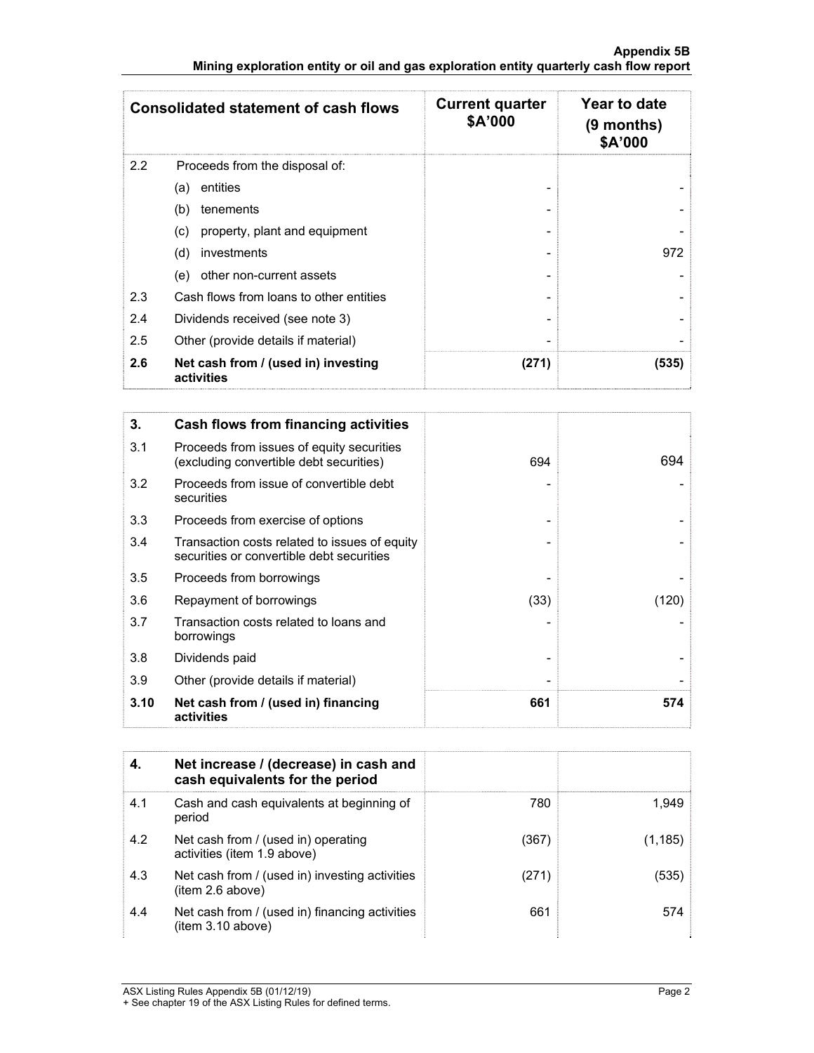| Consolidated statement of cash flows | | Current quarter $A'000 | Year to date (9 months) $A'000 |
|---|---|---|---|
| 2.2 | Proceeds from the disposal of: | | |
| | (a) entities | - | - |
| | (b) tenements | - | - |
| | (c) property, plant and equipment | - | - |
| | (d) investments | - | 972 |
| | (e) other non-current assets | - | - |
| 2.3 | Cash flows from loans to other entities | - | - |
| 2.4 | Dividends received (see note 3) | - | - |
| 2.5 | Other (provide details if material) | - | - |
| **2.6** | **Net cash from / (used in) investing activities** | **(271)** | **(535)** |

| **3.** | **Cash flows from financing activities** | | |
|---|---|---|---|
| 3.1 | Proceeds from issues of equity securities (excluding convertible debt securities) | 694 | 694 |
| 3.2 | Proceeds from issue of convertible debt securities | - | - |
| 3.3 | Proceeds from exercise of options | - | - |
| 3.4 | Transaction costs related to issues of equity securities or convertible debt securities | - | - |
| 3.5 | Proceeds from borrowings | - | - |
| 3.6 | Repayment of borrowings | (33) | (120) |
| 3.7 | Transaction costs related to loans and borrowings | - | - |
| 3.8 | Dividends paid | - | - |
| 3.9 | Other (provide details if material) | - | - |
| **3.10** | **Net cash from / (used in) financing activities** | **661** | **574** |

| **4.** | **Net increase / (decrease) in cash and cash equivalents for the period** | | |
|---|---|---|---|
| 4.1 | Cash and cash equivalents at beginning of period | 780 | 1,949 |
| 4.2 | Net cash from / (used in) operating activities (item 1.9 above) | (367) | (1,185) |
| 4.3 | Net cash from / (used in) investing activities (item 2.6 above) | (271) | (535) |
| 4.4 | Net cash from / (used in) financing activities (item 3.10 above) | 661 | 574 |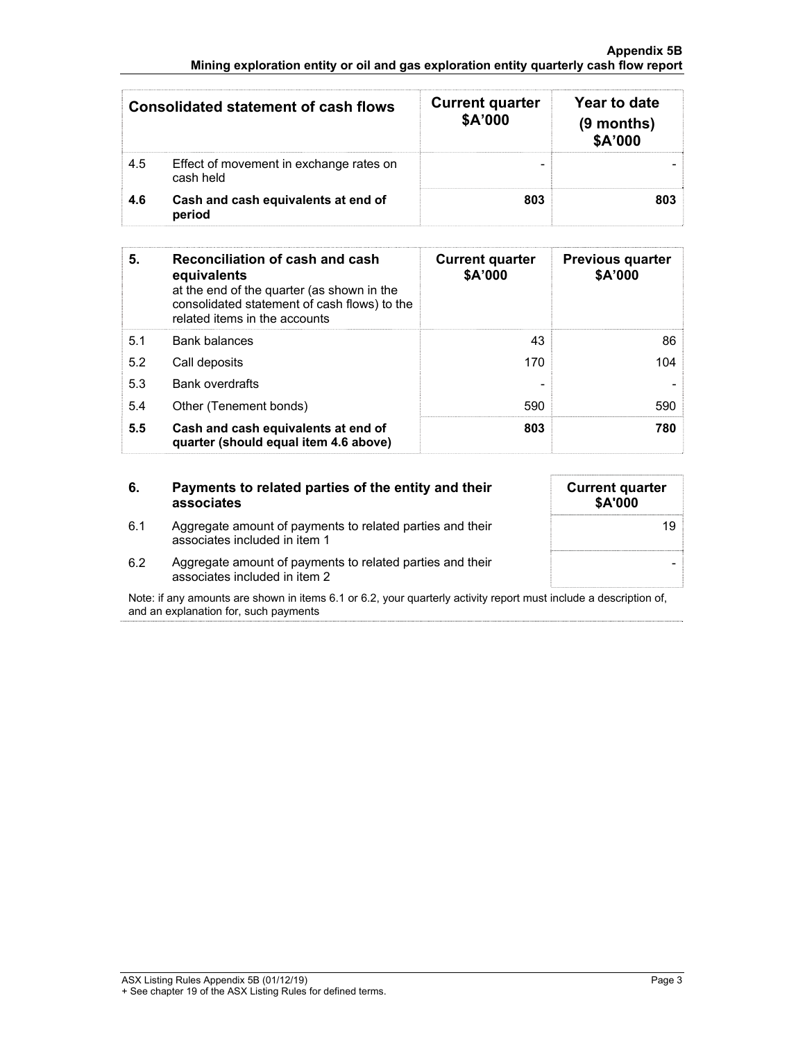| Consolidated statement of cash flows | | Current quarter $A'000 | Year to date (9 months) $A'000 |
|---|---|---|---|
| 4.5 | Effect of movement in exchange rates on cash held | - | - |
| **4.6** | **Cash and cash equivalents at end of period** | **803** | **803** |

| **5.** | **Reconciliation of cash and cash equivalents** at the end of the quarter (as shown in the consolidated statement of cash flows) to the related items in the accounts | **Current quarter $A'000** | **Previous quarter $A'000** |
|---|---|---|---|
| 5.1 | Bank balances | 43 | 86 |
| 5.2 | Call deposits | 170 | 104 |
| 5.3 | Bank overdrafts | - | - |
| 5.4 | Other (Tenement bonds) | 590 | 590 |
| **5.5** | **Cash and cash equivalents at end of quarter (should equal item 4.6 above)** | **803** | **780** |

| **6.** | **Payments to related parties of the entity and their associates** | **Current quarter $A'000** |
|---|---|---|
| 6.1 | Aggregate amount of payments to related parties and their associates included in item 1 | 19 |
| 6.2 | Aggregate amount of payments to related parties and their associates included in item 2 | - |

Note: if any amounts are shown in items 6.1 or 6.2, your quarterly activity report must include a description of, and an explanation for, such payments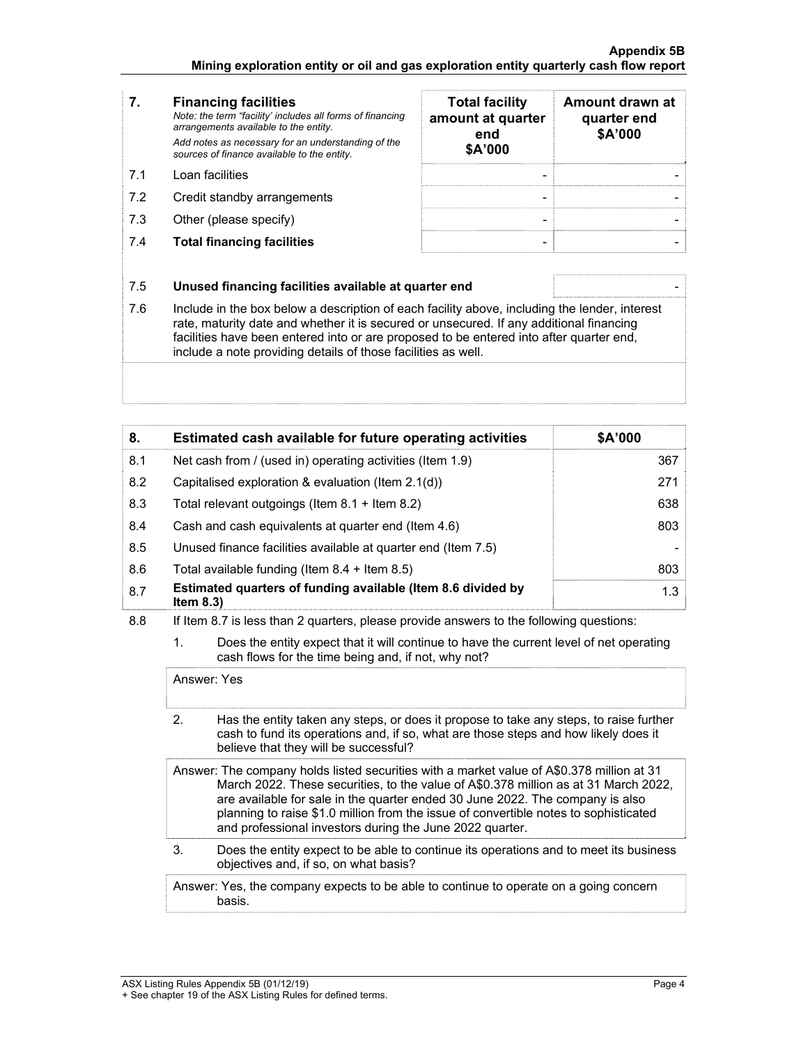| 7. | **Financing facilities**<br>*Note: the term "facility' includes all forms of financing arrangements available to the entity.*<br>*Add notes as necessary for an understanding of the sources of finance available to the entity.* | **Total facility amount at quarter end**<br>**$A'000** | **Amount drawn at quarter end**<br>**$A'000** |
|---|---|---|---|
| 7.1 | Loan facilities | - | - |
| 7.2 | Credit standby arrangements | - | - |
| 7.3 | Other (please specify) | - | - |
| 7.4 | **Total financing facilities** | - | - |

| | | |
|---|---|---|
| 7.5 | **Unused financing facilities available at quarter end** | - |

7.6 Include in the box below a description of each facility above, including the lender, interest rate, maturity date and whether it is secured or unsecured. If any additional financing facilities have been entered into or are proposed to be entered into after quarter end, include a note providing details of those facilities as well.

| 8. | **Estimated cash available for future operating activities** | **$A'000** |
|---|---|---|
| 8.1 | Net cash from / (used in) operating activities (Item 1.9) | 367 |
| 8.2 | Capitalised exploration & evaluation (Item 2.1(d)) | 271 |
| 8.3 | Total relevant outgoings (Item 8.1 + Item 8.2) | 638 |
| 8.4 | Cash and cash equivalents at quarter end (Item 4.6) | 803 |
| 8.5 | Unused finance facilities available at quarter end (Item 7.5) | - |
| 8.6 | Total available funding (Item 8.4 + Item 8.5) | 803 |
| 8.7 | **Estimated quarters of funding available (Item 8.6 divided by Item 8.3)** | 1.3 |

8.8 If Item 8.7 is less than 2 quarters, please provide answers to the following questions:

1. Does the entity expect that it will continue to have the current level of net operating cash flows for the time being and, if not, why not?

   Answer: Yes

2. Has the entity taken any steps, or does it propose to take any steps, to raise further cash to fund its operations and, if so, what are those steps and how likely does it believe that they will be successful?

   Answer: The company holds listed securities with a market value of A$0.378 million at 31 March 2022. These securities, to the value of A$0.378 million as at 31 March 2022, are available for sale in the quarter ended 30 June 2022. The company is also planning to raise $1.0 million from the issue of convertible notes to sophisticated and professional investors during the June 2022 quarter.

3. Does the entity expect to be able to continue its operations and to meet its business objectives and, if so, on what basis?

   Answer: Yes, the company expects to be able to continue to operate on a going concern basis.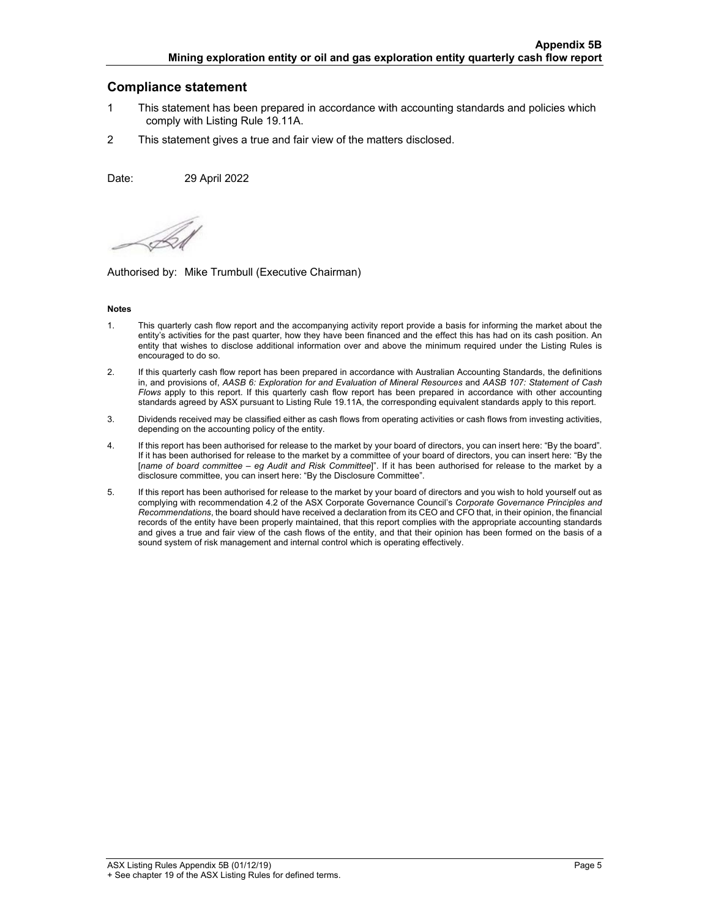## Compliance statement

1 This statement has been prepared in accordance with accounting standards and policies which comply with Listing Rule 19.11A.

2 This statement gives a true and fair view of the matters disclosed.

Date: 29 April 2022

Authorised by: Mike Trumbull (Executive Chairman)

**Notes**

1. This quarterly cash flow report and the accompanying activity report provide a basis for informing the market about the entity's activities for the past quarter, how they have been financed and the effect this has had on its cash position. An entity that wishes to disclose additional information over and above the minimum required under the Listing Rules is encouraged to do so.

2. If this quarterly cash flow report has been prepared in accordance with Australian Accounting Standards, the definitions in, and provisions of, *AASB 6: Exploration for and Evaluation of Mineral Resources* and *AASB 107: Statement of Cash Flows* apply to this report. If this quarterly cash flow report has been prepared in accordance with other accounting standards agreed by ASX pursuant to Listing Rule 19.11A, the corresponding equivalent standards apply to this report.

3. Dividends received may be classified either as cash flows from operating activities or cash flows from investing activities, depending on the accounting policy of the entity.

4. If this report has been authorised for release to the market by your board of directors, you can insert here: "By the board". If it has been authorised for release to the market by a committee of your board of directors, you can insert here: "By the [*name of board committee – eg Audit and Risk Committee*]". If it has been authorised for release to the market by a disclosure committee, you can insert here: "By the Disclosure Committee".

5. If this report has been authorised for release to the market by your board of directors and you wish to hold yourself out as complying with recommendation 4.2 of the ASX Corporate Governance Council's *Corporate Governance Principles and Recommendations*, the board should have received a declaration from its CEO and CFO that, in their opinion, the financial records of the entity have been properly maintained, that this report complies with the appropriate accounting standards and gives a true and fair view of the cash flows of the entity, and that their opinion has been formed on the basis of a sound system of risk management and internal control which is operating effectively.